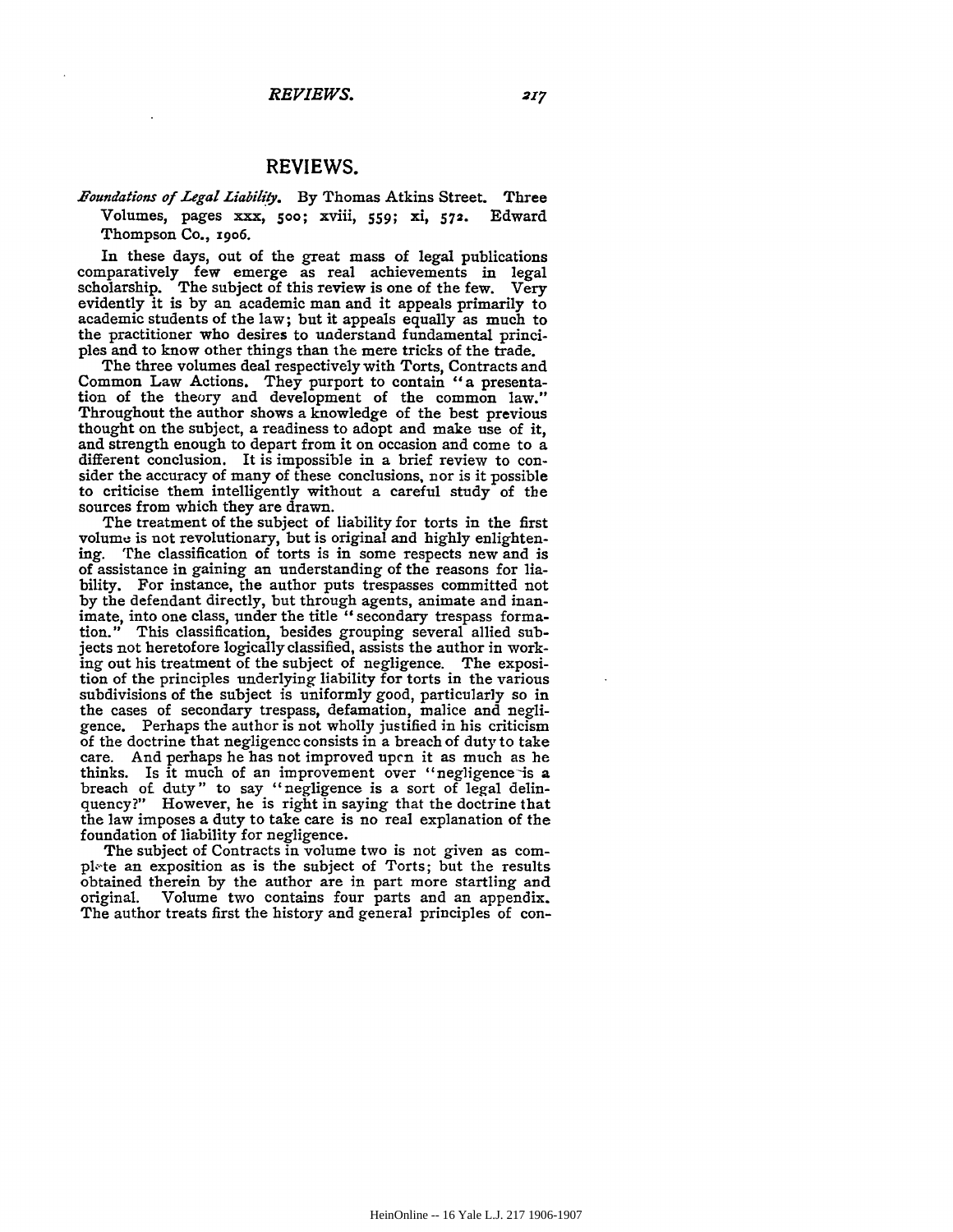## REVIEWS.

*Foundations of Legal Liability.* By Thomas Atkins Street. Three Volumes, pages xxx, 500; xviii, 559; xi, 572. Edward Thompson Co., 1906.

In these days, out of the great mass of legal publications comparatively few emerge as real achievements in legal scholarship. The subject of this review is one of the few. Very evidently it is by an academic man and it appeals primarily to academic students of the law; but it appeals equally as much to the practitioner who desires to understand fundamental principles and to know other things than the mere tricks of the trade.

The three volumes deal respectively with Torts, Contracts and Common Law Actions. They purport to contain "a presentation of the theory and development of the common law." Throughout the author shows a knowledge of the best previous thought on the subject, a readiness to adopt and make use of it, and strength enough to depart from it on occasion and come to a different conclusion. It is impossible in a brief review to consider the accuracy of many of these conclusions, nor is it possible to criticise them intelligently without a careful study of the sources from which they are drawn.

The treatment of the subject of liability for torts in the first volume is not revolutionary, but is original and highly enlightening. The classification of torts is in some respects new and is of assistance in gaining an understanding of the reasons for liability. For instance, the author puts trespasses committed not by the defendant directly, but through agents, animate and inanimate, into one class, under the title "secondary trespass formation." This classification, besides grouping several allied subjects not heretofore logically classified, assists the author in working out his treatment of the subject of negligence. The exposition of the principles underlying liability for torts in the various subdivisions of the subject is uniformly good, particularly so in the cases of secondary trespass, defamation, malice and negligence. Perhaps the author is not wholly justified in his criticism of the doctrine that negligence consists in a breach of duty to take care. And perhaps he has not improved upon it as much as he thinks. Is it much of an improvement over "negligence is a breach of duty" to say "negligence is a sort of legal delinquency?" However, he is right in saying that the doctrine that the law imposes a duty to take care is no real explanation of the foundation of liability for negligence.

The subject of Contracts in volume two is not given as complete an exposition as is the subject of Torts; but the results obtained therein by the author are in part more startling and original. Volume two contains four parts and an appendix. The author treats first the history and general principles of con-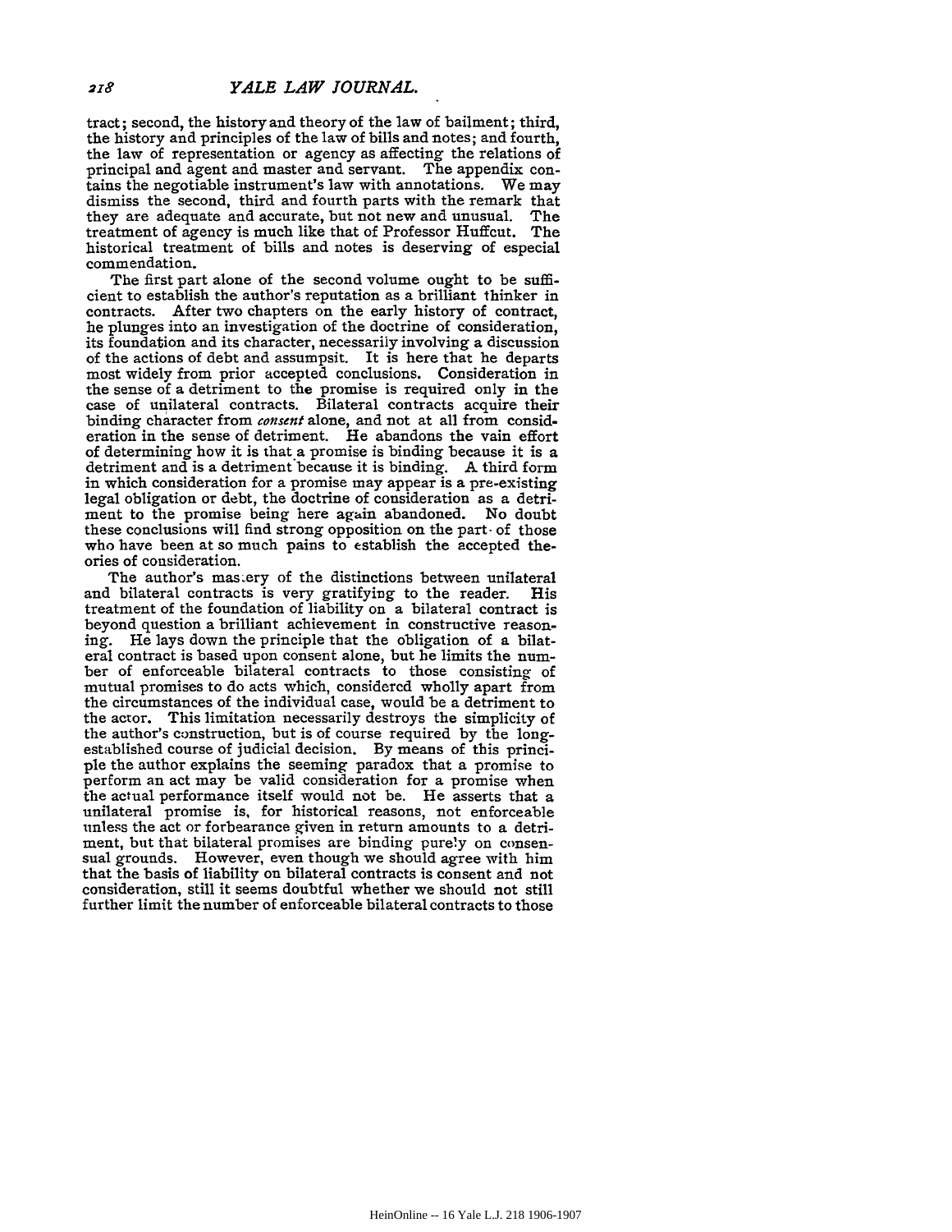tract; second, the history and theory of the law of bailment; third, the history and principles of the law of bills and notes; and fourth, the law of representation or agency as affecting the relations of principal and agent and master and servant. The appendix contains the negotiable instrument's law with annotations. We may dismiss the second, third and fourth parts with the remark that they are adequate and accurate, but not new and unusual. The treatment of agency is much like that of Professor Huffcut. The historical treatment of bills and notes is deserving of especial commendation.

The first part alone of the second volume ought to be sufficient to establish the author's reputation as a brilliant thinker in contracts. After two chapters on the early history of contract, he plunges into an investigation of the doctrine of consideration, its foundation and its character, necessarily involving a discussion of the actions of debt and assumpsit. It is here that he departs most widely from prior accepted conclusions. Consideration in the sense of a detriment to the promise is required only in the case of unilateral contracts. Bilateral contracts acquire their binding character from *consent* alone, and not at all from consideration in the sense of detriment. He abandons the vain effort of determining how it is that a promise is binding because it is a detriment and is a detriment because it is binding. A third form in which consideration for a promise may appear is a pre-existing legal obligation or debt, the doctrine of consideration as a detriment to the promise being here again abandoned. No doubt these conclusions will find strong opposition on the part of those who have been at so much pains to establish the accepted theories of consideration.

The author's mastery of the distinctions between unilateral and bilateral contracts is very gratifying to the reader. His treatment of the foundation of liability on a bilateral contract is beyond question a brilliant achievement in constructive reasoning. He lays down the principle that the obligation of a bilateral contract is based upon consent alone, but he limits the number of enforceable bilateral contracts to those consisting of mutual promises to do acts which, considered wholly apart from the circumstances of the individual case, would be a detriment to the actor. This limitation necessarily destroys the simplicity of the author's construction, but is of course required by the long-established course of judicial decision. By means of this principle the author explains the seeming paradox that a promise to perform an act may be valid consideration for a promise when the actual performance itself would not be. He asserts that a unilateral promise is, for historical reasons, not enforceable unless the act or forbearance given in return amounts to a detriment, but that bilateral promises are binding purely on consensual grounds. However, even though we should agree with him that the basis of liability on bilateral contracts is consent and not consideration, still it seems doubtful whether we should not still further limit the number of enforceable bilateral contracts to those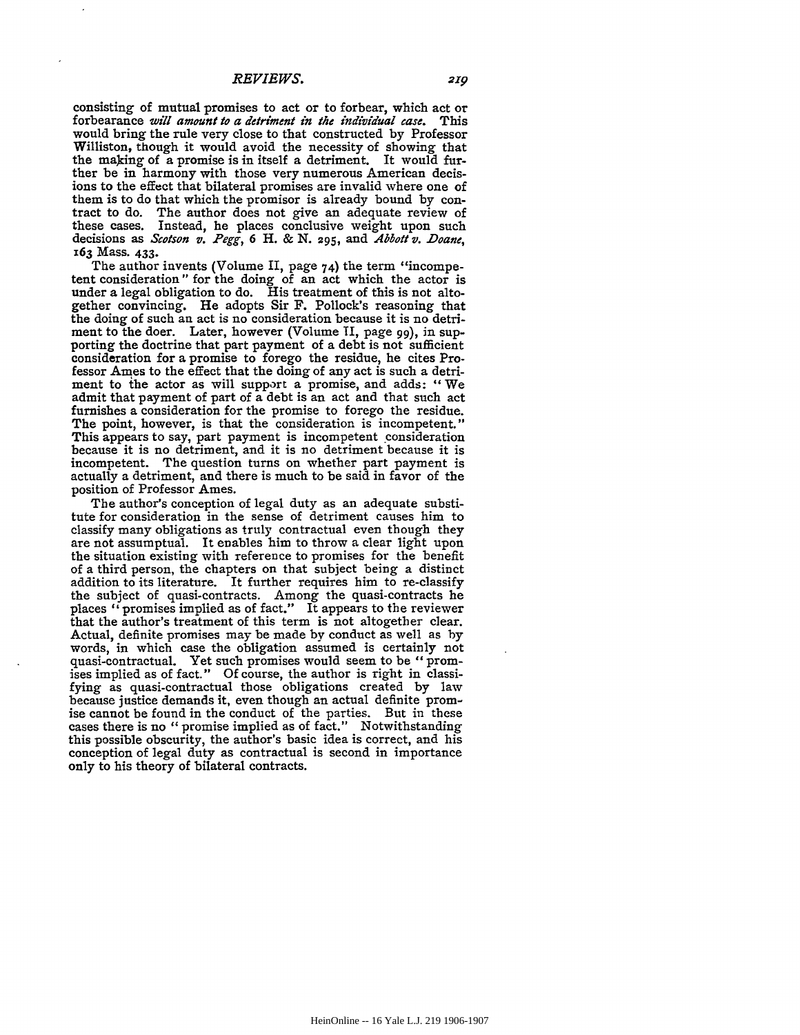consisting of mutual promises to act or to forbear, which act or forbearance *will amount to a detriment in the individual case.* This would bring the rule very close to that constructed by Professor Williston, though it would avoid the necessity of showing that the making of a promise is in itself a detriment. It would further be in harmony with those very numerous American decisions to the effect that bilateral promises are invalid where one of them is to do that which the promisor is already bound by contract to do. The author does not give an adequate review of these cases. Instead, he places conclusive weight upon such decisions as *Scotson v. Pegg*, 6 H. & N. 295, and *Abbott v. Doane*, 163 Mass. 433.

The author invents (Volume II, page 74) the term "incompetent consideration" for the doing of an act which the actor is under a legal obligation to do. His treatment of this is not altogether convincing. He adopts Sir F. Pollock's reasoning that the doing of such an act is no consideration because it is no detriment to the doer. Later, however (Volume II, page 99), in supporting the doctrine that part payment of a debt is not sufficient consideration for a promise to forego the residue, he cites Professor Ames to the effect that the doing of any act is such a detriment to the actor as will support a promise, and adds: "We admit that payment of part of a debt is an act and that such act furnishes a consideration for the promise to forego the residue. The point, however, is that the consideration is incompetent." This appears to say, part payment is incompetent consideration because it is no detriment, and it is no detriment because it is incompetent. The question turns on whether part payment is actually a detriment, and there is much to be said in favor of the position of Professor Ames.

The author's conception of legal duty as an adequate substitute for consideration in the sense of detriment causes him to classify many obligations as truly contractual even though they are not assumptual. It enables him to throw a clear light upon the situation existing with reference to promises for the benefit of a third person, the chapters on that subject being a distinct addition to its literature. It further requires him to re-classify the subject of quasi-contracts. Among the quasi-contracts he places "promises implied as of fact." It appears to the reviewer that the author's treatment of this term is not altogether clear. Actual, definite promises may be made by conduct as well as by words, in which case the obligation assumed is certainly not quasi-contractual. Yet such promises would seem to be "promises implied as of fact." Of course, the author is right in classifying as quasi-contractual those obligations created by law because justice demands it, even though an actual definite promise cannot be found in the conduct of the parties. But in these cases there is no "promise implied as of fact." Notwithstanding this possible obscurity, the author's basic idea is correct, and his conception of legal duty as contractual is second in importance only to his theory of bilateral contracts.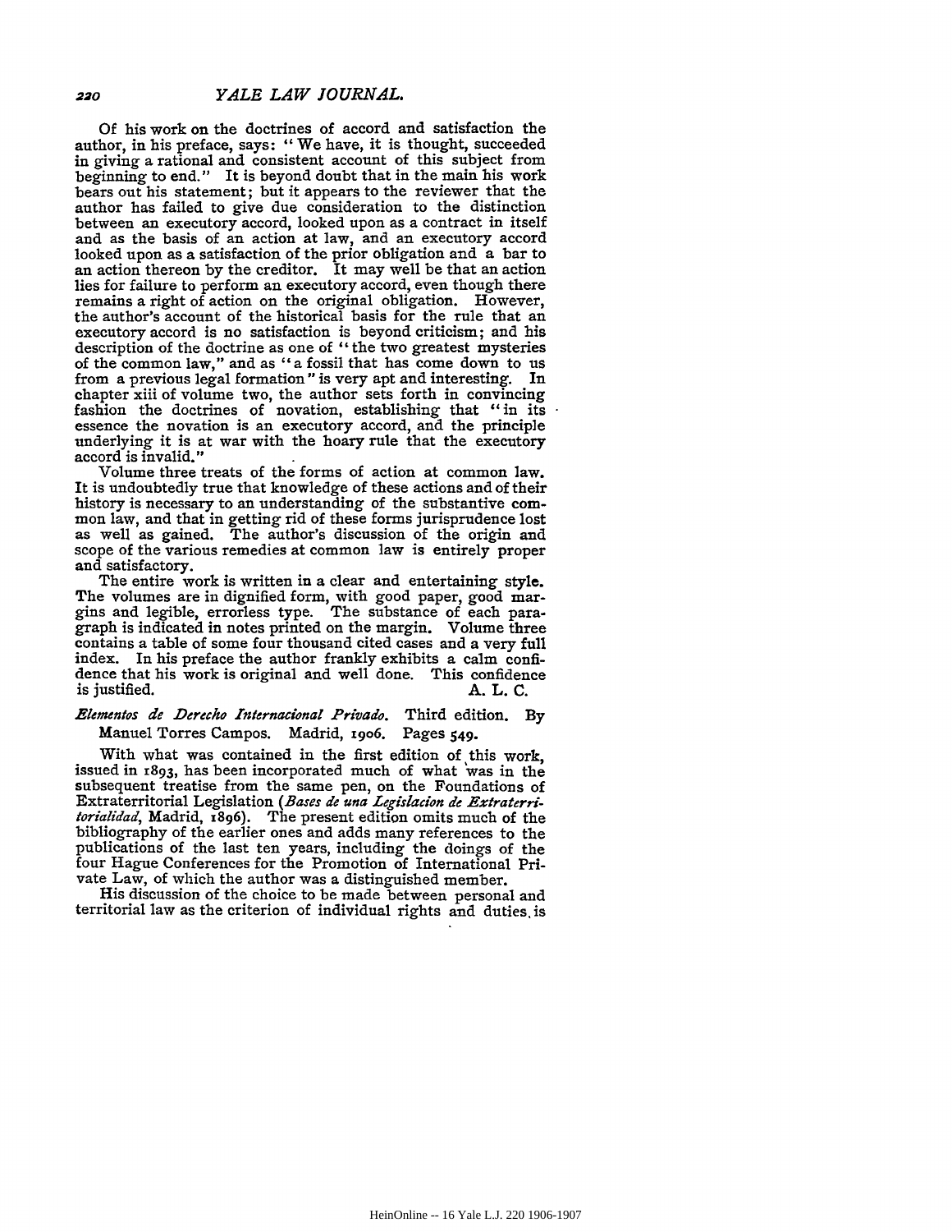Of his work on the doctrines of accord and satisfaction the author, in his preface, says: "We have, it is thought, succeeded in giving a rational and consistent account of this subject from beginning to end." It is beyond doubt that in the main his work bears out his statement; but it appears to the reviewer that the author has failed to give due consideration to the distinction between an executory accord, looked upon as a contract in itself and as the basis of an action at law, and an executory accord looked upon as a satisfaction of the prior obligation and a bar to an action thereon by the creditor. It may well be that an action lies for failure to perform an executory accord, even though there remains a right of action on the original obligation. However, the author's account of the historical basis for the rule that an executory accord is no satisfaction is beyond criticism; and his description of the doctrine as one of "the two greatest mysteries of the common law," and as "a fossil that has come down to us from a previous legal formation" is very apt and interesting. In chapter xiii of volume two, the author sets forth in convincing fashion the doctrines of novation, establishing that "in its essence the novation is an executory accord, and the principle underlying it is at war with the hoary rule that the executory accord is invalid."

Volume three treats of the forms of action at common law. It is undoubtedly true that knowledge of these actions and of their history is necessary to an understanding of the substantive common law, and that in getting rid of these forms jurisprudence lost as well as gained. The author's discussion of the origin and scope of the various remedies at common law is entirely proper and satisfactory.

The entire work is written in a clear and entertaining style. The volumes are in dignified form, with good paper, good margins and legible, errorless type. The substance of each paragraph is indicated in notes printed on the margin. Volume three contains a table of some four thousand cited cases and a very full index. In his preface the author frankly exhibits a calm confidence that his work is original and well done. This confidence is justified.

A. L. C.

*Elementos de Derecho Internacional Privado.* Third edition. By Manuel Torres Campos. Madrid, 1906. Pages 549.

With what was contained in the first edition of this work, issued in 1893, has been incorporated much of what was in the subsequent treatise from the same pen, on the Foundations of Extraterritorial Legislation (*Bases de una Legislacion de Extraterritorialidad*, Madrid, 1896). The present edition omits much of the bibliography of the earlier ones and adds many references to the publications of the last ten years, including the doings of the four Hague Conferences for the Promotion of International Private Law, of which the author was a distinguished member.

His discussion of the choice to be made between personal and territorial law as the criterion of individual rights and duties is